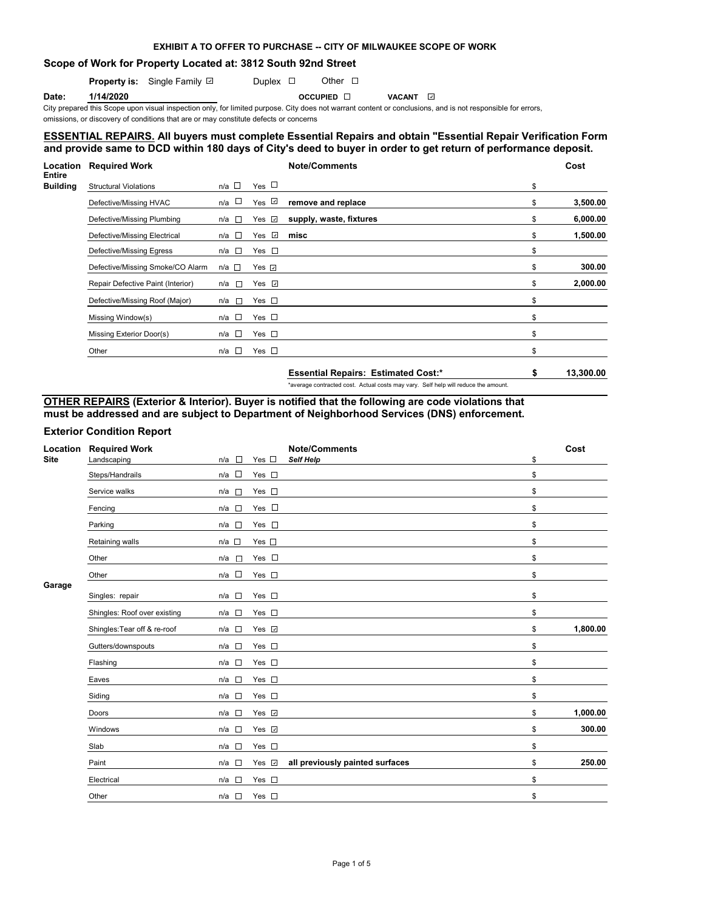**EXHIBIT A TO OFFER TO PURCHASE -- CITY OF MILWAUKEE SCOPE OF WORK**

## Scope of Work for Property Located at: 3812 South 92nd Street

**Property is:** Single Family ☑ Duplex ☐ Other ☐

**Date:** **1/14/2020** OCCUPIED ☐ VACANT ☑

City prepared this Scope upon visual inspection only, for limited purpose. City does not warrant content or conclusions, and is not responsible for errors, omissions, or discovery of conditions that are or may constitute defects or concerns

**ESSENTIAL REPAIRS. All buyers must complete Essential Repairs and obtain "Essential Repair Verification Form and provide same to DCD within 180 days of City's deed to buyer in order to get return of performance deposit.**

| Location | Required Work | n/a | Yes | Note/Comments | Cost |
|---|---|---|---|---|---|
| Entire Building | Structural Violations | ☐ | ☐ | | $ |
| | Defective/Missing HVAC | ☐ | ☑ | **remove and replace** | $ **3,500.00** |
| | Defective/Missing Plumbing | ☐ | ☑ | **supply, waste, fixtures** | $ **6,000.00** |
| | Defective/Missing Electrical | ☐ | ☑ | **misc** | $ **1,500.00** |
| | Defective/Missing Egress | ☐ | ☐ | | $ |
| | Defective/Missing Smoke/CO Alarm | ☐ | ☑ | | $ **300.00** |
| | Repair Defective Paint (Interior) | ☐ | ☑ | | $ **2,000.00** |
| | Defective/Missing Roof (Major) | ☐ | ☐ | | $ |
| | Missing Window(s) | ☐ | ☐ | | $ |
| | Missing Exterior Door(s) | ☐ | ☐ | | $ |
| | Other | ☐ | ☐ | | $ |
| | | | | **Essential Repairs: Estimated Cost:*** | **$ 13,300.00** |

*average contracted cost. Actual costs may vary. Self help will reduce the amount.

**OTHER REPAIRS (Exterior & Interior). Buyer is notified that the following are code violations that must be addressed and are subject to Department of Neighborhood Services (DNS) enforcement.**

### Exterior Condition Report

| Location | Required Work | n/a | Yes | Note/Comments | Cost |
|---|---|---|---|---|---|
| Site | Landscaping | ☐ | ☐ | ***Self Help*** | $ |
| | Steps/Handrails | ☐ | ☐ | | $ |
| | Service walks | ☐ | ☐ | | $ |
| | Fencing | ☐ | ☐ | | $ |
| | Parking | ☐ | ☐ | | $ |
| | Retaining walls | ☐ | ☐ | | $ |
| | Other | ☐ | ☐ | | $ |
| | Other | ☐ | ☐ | | $ |
| Garage | Singles: repair | ☐ | ☐ | | $ |
| | Shingles: Roof over existing | ☐ | ☐ | | $ |
| | Shingles:Tear off & re-roof | ☐ | ☑ | | $ **1,800.00** |
| | Gutters/downspouts | ☐ | ☐ | | $ |
| | Flashing | ☐ | ☐ | | $ |
| | Eaves | ☐ | ☐ | | $ |
| | Siding | ☐ | ☐ | | $ |
| | Doors | ☐ | ☑ | | $ **1,000.00** |
| | Windows | ☐ | ☑ | | $ **300.00** |
| | Slab | ☐ | ☐ | | $ |
| | Paint | ☐ | ☑ | **all previously painted surfaces** | $ **250.00** |
| | Electrical | ☐ | ☐ | | $ |
| | Other | ☐ | ☐ | | $ |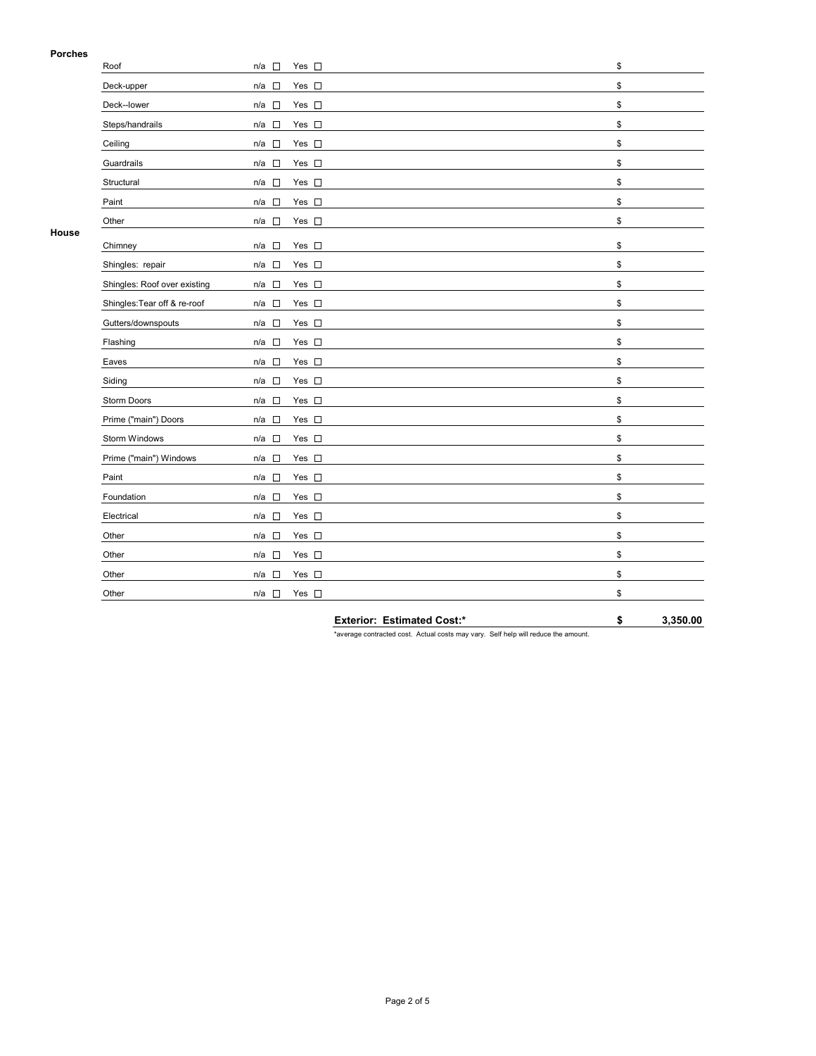**Porches**

| Item | n/a | Yes | | Cost |
|---|---|---|---|---|
| Roof | n/a ☐ | Yes ☐ | | $ |
| Deck-upper | n/a ☐ | Yes ☐ | | $ |
| Deck--lower | n/a ☐ | Yes ☐ | | $ |
| Steps/handrails | n/a ☐ | Yes ☐ | | $ |
| Ceiling | n/a ☐ | Yes ☐ | | $ |
| Guardrails | n/a ☐ | Yes ☐ | | $ |
| Structural | n/a ☐ | Yes ☐ | | $ |
| Paint | n/a ☐ | Yes ☐ | | $ |
| Other | n/a ☐ | Yes ☐ | | $ |

**House**

| Item | n/a | Yes | | Cost |
|---|---|---|---|---|
| Chimney | n/a ☐ | Yes ☐ | | $ |
| Shingles: repair | n/a ☐ | Yes ☐ | | $ |
| Shingles: Roof over existing | n/a ☐ | Yes ☐ | | $ |
| Shingles:Tear off & re-roof | n/a ☐ | Yes ☐ | | $ |
| Gutters/downspouts | n/a ☐ | Yes ☐ | | $ |
| Flashing | n/a ☐ | Yes ☐ | | $ |
| Eaves | n/a ☐ | Yes ☐ | | $ |
| Siding | n/a ☐ | Yes ☐ | | $ |
| Storm Doors | n/a ☐ | Yes ☐ | | $ |
| Prime ("main") Doors | n/a ☐ | Yes ☐ | | $ |
| Storm Windows | n/a ☐ | Yes ☐ | | $ |
| Prime ("main") Windows | n/a ☐ | Yes ☐ | | $ |
| Paint | n/a ☐ | Yes ☐ | | $ |
| Foundation | n/a ☐ | Yes ☐ | | $ |
| Electrical | n/a ☐ | Yes ☐ | | $ |
| Other | n/a ☐ | Yes ☐ | | $ |
| Other | n/a ☐ | Yes ☐ | | $ |
| Other | n/a ☐ | Yes ☐ | | $ |
| Other | n/a ☐ | Yes ☐ | | $ |

**Exterior: Estimated Cost:*** **$ 3,350.00**

*average contracted cost. Actual costs may vary. Self help will reduce the amount.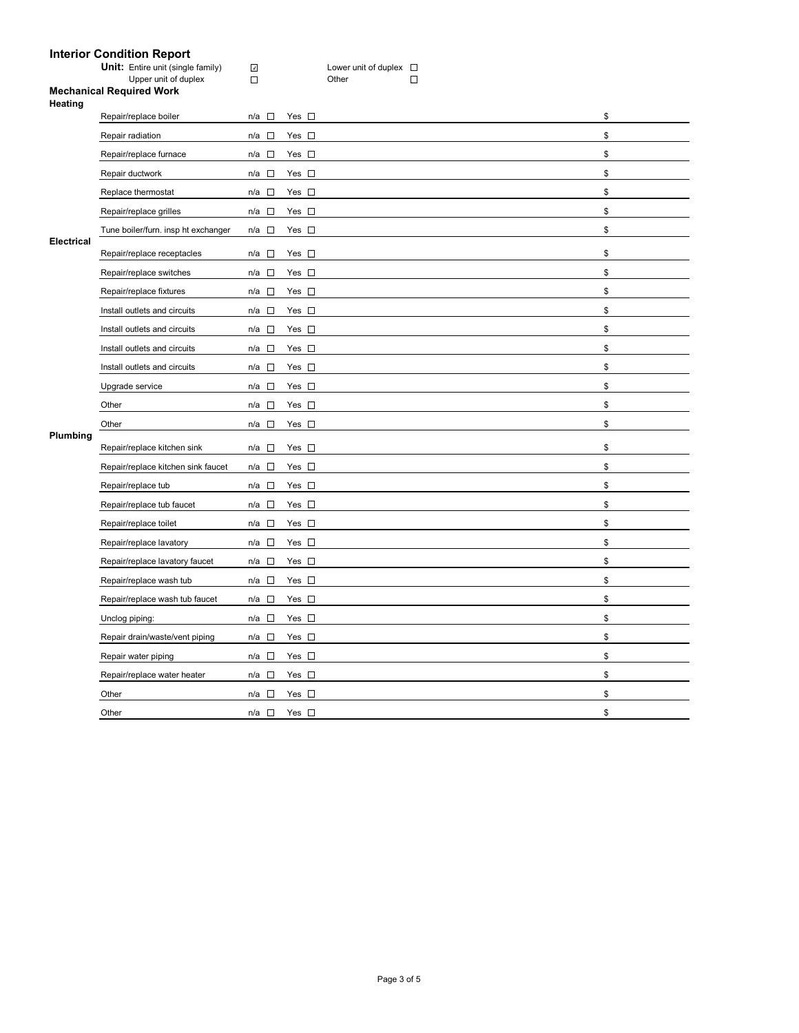## Interior Condition Report

**Unit:** Entire unit (single family) ☑ Lower unit of duplex ☐
Upper unit of duplex ☐ Other ☐

### Mechanical Required Work

**Heating**

| Item | n/a | Yes | | Cost |
|---|---|---|---|---|
| Repair/replace boiler | n/a ☐ | Yes ☐ | | $ |
| Repair radiation | n/a ☐ | Yes ☐ | | $ |
| Repair/replace furnace | n/a ☐ | Yes ☐ | | $ |
| Repair ductwork | n/a ☐ | Yes ☐ | | $ |
| Replace thermostat | n/a ☐ | Yes ☐ | | $ |
| Repair/replace grilles | n/a ☐ | Yes ☐ | | $ |
| Tune boiler/furn. insp ht exchanger | n/a ☐ | Yes ☐ | | $ |

**Electrical**

| Item | n/a | Yes | | Cost |
|---|---|---|---|---|
| Repair/replace receptacles | n/a ☐ | Yes ☐ | | $ |
| Repair/replace switches | n/a ☐ | Yes ☐ | | $ |
| Repair/replace fixtures | n/a ☐ | Yes ☐ | | $ |
| Install outlets and circuits | n/a ☐ | Yes ☐ | | $ |
| Install outlets and circuits | n/a ☐ | Yes ☐ | | $ |
| Install outlets and circuits | n/a ☐ | Yes ☐ | | $ |
| Install outlets and circuits | n/a ☐ | Yes ☐ | | $ |
| Upgrade service | n/a ☐ | Yes ☐ | | $ |
| Other | n/a ☐ | Yes ☐ | | $ |
| Other | n/a ☐ | Yes ☐ | | $ |

**Plumbing**

| Item | n/a | Yes | | Cost |
|---|---|---|---|---|
| Repair/replace kitchen sink | n/a ☐ | Yes ☐ | | $ |
| Repair/replace kitchen sink faucet | n/a ☐ | Yes ☐ | | $ |
| Repair/replace tub | n/a ☐ | Yes ☐ | | $ |
| Repair/replace tub faucet | n/a ☐ | Yes ☐ | | $ |
| Repair/replace toilet | n/a ☐ | Yes ☐ | | $ |
| Repair/replace lavatory | n/a ☐ | Yes ☐ | | $ |
| Repair/replace lavatory faucet | n/a ☐ | Yes ☐ | | $ |
| Repair/replace wash tub | n/a ☐ | Yes ☐ | | $ |
| Repair/replace wash tub faucet | n/a ☐ | Yes ☐ | | $ |
| Unclog piping: | n/a ☐ | Yes ☐ | | $ |
| Repair drain/waste/vent piping | n/a ☐ | Yes ☐ | | $ |
| Repair water piping | n/a ☐ | Yes ☐ | | $ |
| Repair/replace water heater | n/a ☐ | Yes ☐ | | $ |
| Other | n/a ☐ | Yes ☐ | | $ |
| Other | n/a ☐ | Yes ☐ | | $ |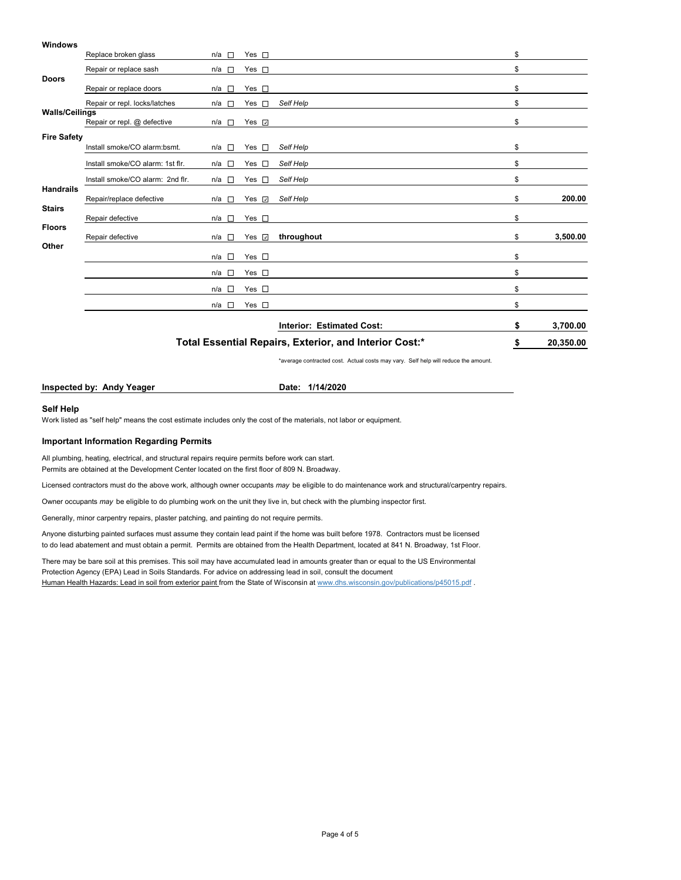| Category | Item | n/a | Yes | Notes | Cost |
|---|---|---|---|---|---|
| **Windows** | | | | | |
| | Replace broken glass | ☐ | ☐ | | $ |
| | Repair or replace sash | ☐ | ☐ | | $ |
| **Doors** | | | | | |
| | Repair or replace doors | ☐ | ☐ | | $ |
| | Repair or repl. locks/latches | ☐ | ☐ | *Self Help* | $ |
| **Walls/Ceilings** | | | | | |
| | Repair or repl. @ defective | ☐ | ☑ | | $ |
| **Fire Safety** | | | | | |
| | Install smoke/CO alarm:bsmt. | ☐ | ☐ | *Self Help* | $ |
| | Install smoke/CO alarm: 1st flr. | ☐ | ☐ | *Self Help* | $ |
| | Install smoke/CO alarm: 2nd flr. | ☐ | ☐ | *Self Help* | $ |
| **Handrails** | | | | | |
| | Repair/replace defective | ☐ | ☑ | *Self Help* | $ **200.00** |
| **Stairs** | | | | | |
| | Repair defective | ☐ | ☐ | | $ |
| **Floors** | | | | | |
| | Repair defective | ☐ | ☑ | **throughout** | $ **3,500.00** |
| **Other** | | | | | |
| | | ☐ | ☐ | | $ |
| | | ☐ | ☐ | | $ |
| | | ☐ | ☐ | | $ |
| | | ☐ | ☐ | | $ |
| | | | | **Interior: Estimated Cost:** | **$ 3,700.00** |
| | | | | **Total Essential Repairs, Exterior, and Interior Cost:*** | **$ 20,350.00** |

*average contracted cost. Actual costs may vary. Self help will reduce the amount.

**Inspected by: Andy Yeager** **Date: 1/14/2020**

### Self Help

Work listed as "self help" means the cost estimate includes only the cost of the materials, not labor or equipment.

### Important Information Regarding Permits

All plumbing, heating, electrical, and structural repairs require permits before work can start.
Permits are obtained at the Development Center located on the first floor of 809 N. Broadway.

Licensed contractors must do the above work, although owner occupants *may* be eligible to do maintenance work and structural/carpentry repairs.

Owner occupants *may* be eligible to do plumbing work on the unit they live in, but check with the plumbing inspector first.

Generally, minor carpentry repairs, plaster patching, and painting do not require permits.

Anyone disturbing painted surfaces must assume they contain lead paint if the home was built before 1978. Contractors must be licensed to do lead abatement and must obtain a permit. Permits are obtained from the Health Department, located at 841 N. Broadway, 1st Floor.

There may be bare soil at this premises. This soil may have accumulated lead in amounts greater than or equal to the US Environmental Protection Agency (EPA) Lead in Soils Standards. For advice on addressing lead in soil, consult the document Human Health Hazards: Lead in soil from exterior paint from the State of Wisconsin at www.dhs.wisconsin.gov/publications/p45015.pdf .